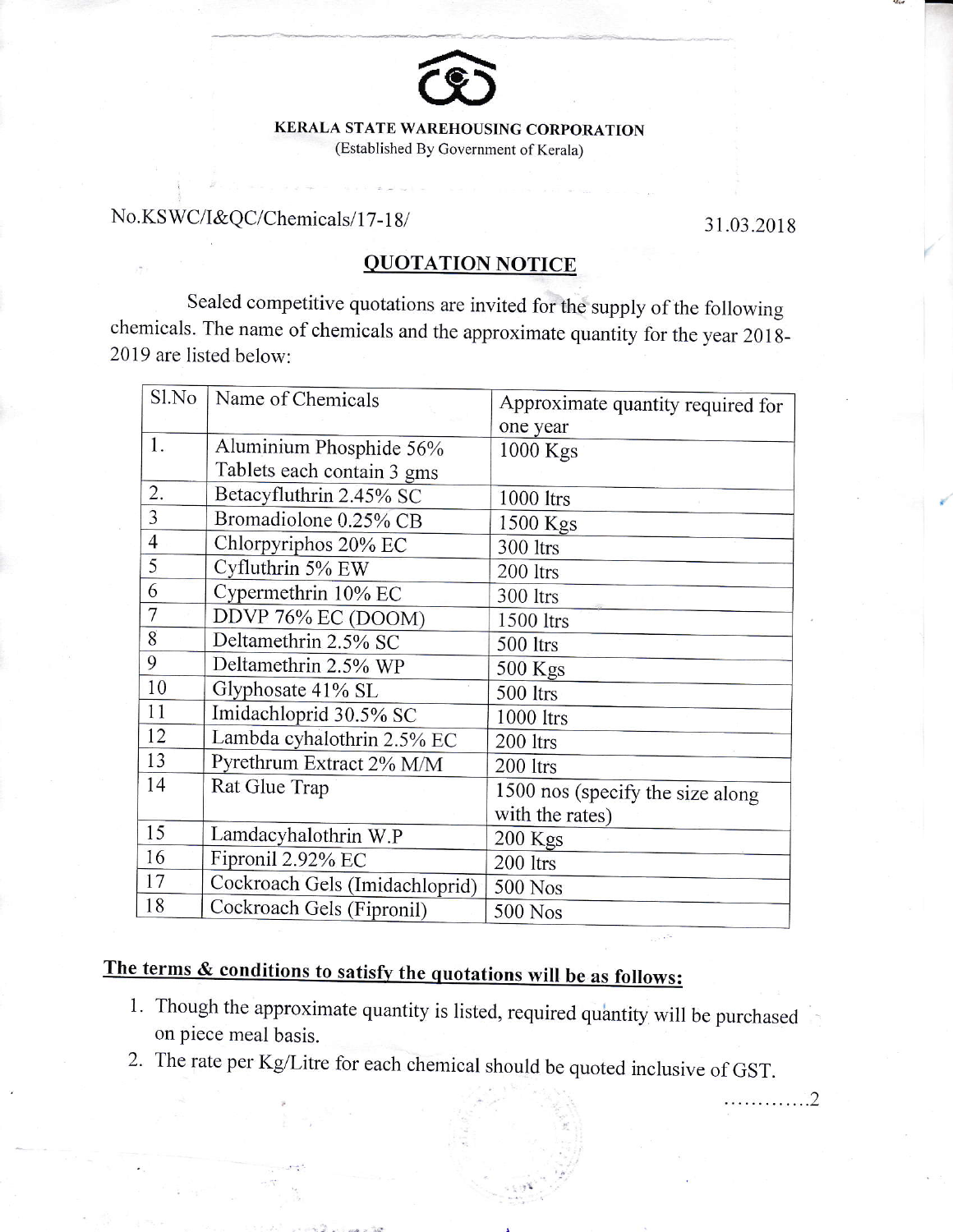**KERALA STATE WAREHOUSING CORPORATION**
(Established By Government of Kerala)

No.KSWC/I&QC/Chemicals/17-18/ 31.03.2018

## QUOTATION NOTICE

Sealed competitive quotations are invited for the supply of the following chemicals. The name of chemicals and the approximate quantity for the year 2018-2019 are listed below:

| Sl.No | Name of Chemicals | Approximate quantity required for one year |
|---|---|---|
| 1. | Aluminium Phosphide 56% Tablets each contain 3 gms | 1000 Kgs |
| 2. | Betacyfluthrin 2.45% SC | 1000 ltrs |
| 3 | Bromadiolone 0.25% CB | 1500 Kgs |
| 4 | Chlorpyriphos 20% EC | 300 ltrs |
| 5 | Cyfluthrin 5% EW | 200 ltrs |
| 6 | Cypermethrin 10% EC | 300 ltrs |
| 7 | DDVP 76% EC (DOOM) | 1500 ltrs |
| 8 | Deltamethrin 2.5% SC | 500 ltrs |
| 9 | Deltamethrin 2.5% WP | 500 Kgs |
| 10 | Glyphosate 41% SL | 500 ltrs |
| 11 | Imidachloprid 30.5% SC | 1000 ltrs |
| 12 | Lambda cyhalothrin 2.5% EC | 200 ltrs |
| 13 | Pyrethrum Extract 2% M/M | 200 ltrs |
| 14 | Rat Glue Trap | 1500 nos (specify the size along with the rates) |
| 15 | Lamdacyhalothrin W.P | 200 Kgs |
| 16 | Fipronil 2.92% EC | 200 ltrs |
| 17 | Cockroach Gels (Imidachloprid) | 500 Nos |
| 18 | Cockroach Gels (Fipronil) | 500 Nos |

**The terms & conditions to satisfy the quotations will be as follows:**

1. Though the approximate quantity is listed, required quantity will be purchased on piece meal basis.
2. The rate per Kg/Litre for each chemical should be quoted inclusive of GST.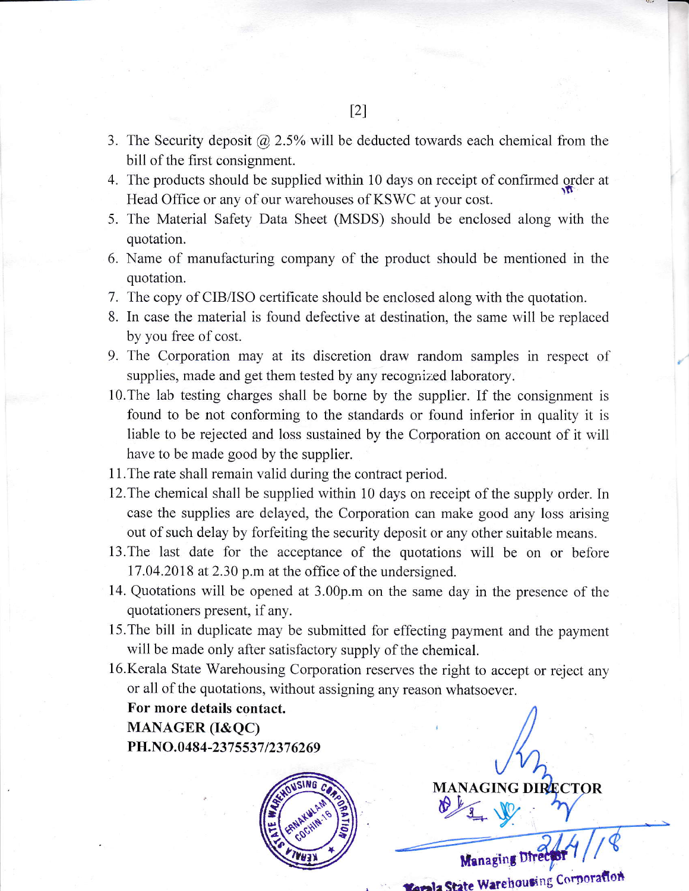3. The Security deposit @ 2.5% will be deducted towards each chemical from the bill of the first consignment.
4. The products should be supplied within 10 days on receipt of confirmed order at Head Office or any of our warehouses of KSWC at your cost.
5. The Material Safety Data Sheet (MSDS) should be enclosed along with the quotation.
6. Name of manufacturing company of the product should be mentioned in the quotation.
7. The copy of CIB/ISO certificate should be enclosed along with the quotation.
8. In case the material is found defective at destination, the same will be replaced by you free of cost.
9. The Corporation may at its discretion draw random samples in respect of supplies, made and get them tested by any recognized laboratory.
10. The lab testing charges shall be borne by the supplier. If the consignment is found to be not conforming to the standards or found inferior in quality it is liable to be rejected and loss sustained by the Corporation on account of it will have to be made good by the supplier.
11. The rate shall remain valid during the contract period.
12. The chemical shall be supplied within 10 days on receipt of the supply order. In case the supplies are delayed, the Corporation can make good any loss arising out of such delay by forfeiting the security deposit or any other suitable means.
13. The last date for the acceptance of the quotations will be on or before 17.04.2018 at 2.30 p.m at the office of the undersigned.
14. Quotations will be opened at 3.00p.m on the same day in the presence of the quotationers present, if any.
15. The bill in duplicate may be submitted for effecting payment and the payment will be made only after satisfactory supply of the chemical.
16. Kerala State Warehousing Corporation reserves the right to accept or reject any or all of the quotations, without assigning any reason whatsoever.

**For more details contact.**
**MANAGER (I&QC)**
**PH.NO.0484-2375537/2376269**

KERALA STATE WAREHOUSING CORPORATION ERNAKULAM COCHIN-16

**MANAGING DIRECTOR**

2/4/18

Managing Director
Kerala State Warehousing Corporation